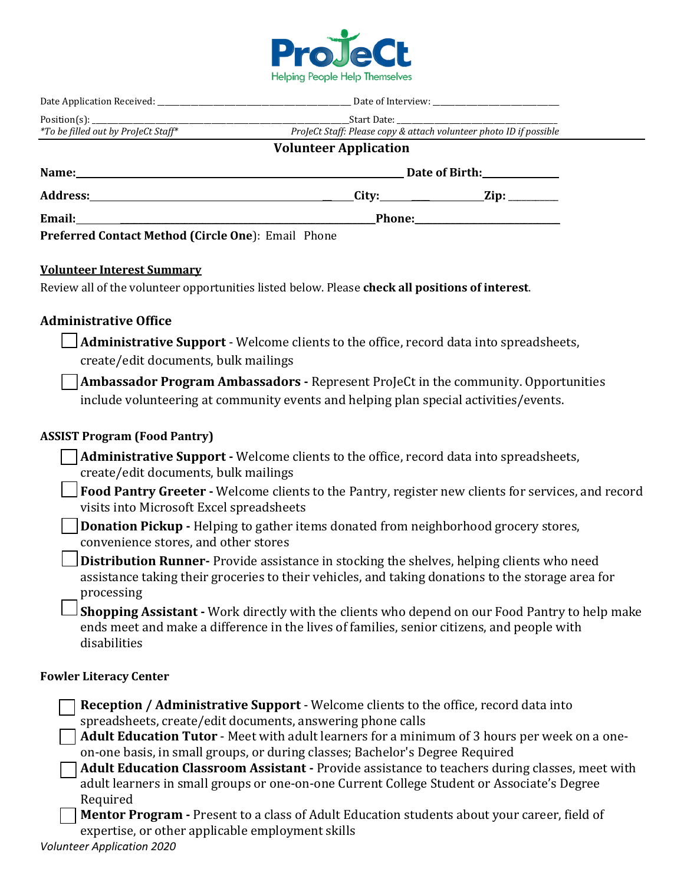**ProJeCt**
Helping People Help Themselves

Date Application Received: ______________________ Date of Interview: ______________________

Position(s): ______________________ Start Date: ______________________

*To be filled out by ProJeCt Staff*     *ProJeCt Staff: Please copy & attach volunteer photo ID if possible*

## Volunteer Application

**Name:** ______________________ **Date of Birth:** ______________

**Address:** ______________________ **City:** ______________ **Zip:** __________

**Email:** ______________________ **Phone:** ______________________

**Preferred Contact Method (Circle One**): Email Phone

### Volunteer Interest Summary

Review all of the volunteer opportunities listed below. Please **check all positions of interest**.

### Administrative Office

- ☐ **Administrative Support** - Welcome clients to the office, record data into spreadsheets, create/edit documents, bulk mailings
- ☐ **Ambassador Program Ambassadors -** Represent ProJeCt in the community. Opportunities include volunteering at community events and helping plan special activities/events.

### ASSIST Program (Food Pantry)

- ☐ **Administrative Support -** Welcome clients to the office, record data into spreadsheets, create/edit documents, bulk mailings
- ☐ **Food Pantry Greeter -** Welcome clients to the Pantry, register new clients for services, and record visits into Microsoft Excel spreadsheets
- ☐ **Donation Pickup -** Helping to gather items donated from neighborhood grocery stores, convenience stores, and other stores
- ☐ **Distribution Runner-** Provide assistance in stocking the shelves, helping clients who need assistance taking their groceries to their vehicles, and taking donations to the storage area for processing
- ☐ **Shopping Assistant -** Work directly with the clients who depend on our Food Pantry to help make ends meet and make a difference in the lives of families, senior citizens, and people with disabilities

### Fowler Literacy Center

- ☐ **Reception / Administrative Support** - Welcome clients to the office, record data into spreadsheets, create/edit documents, answering phone calls
- ☐ **Adult Education Tutor** - Meet with adult learners for a minimum of 3 hours per week on a one-on-one basis, in small groups, or during classes; Bachelor's Degree Required
- ☐ **Adult Education Classroom Assistant -** Provide assistance to teachers during classes, meet with adult learners in small groups or one-on-one Current College Student or Associate's Degree Required
- ☐ **Mentor Program -** Present to a class of Adult Education students about your career, field of expertise, or other applicable employment skills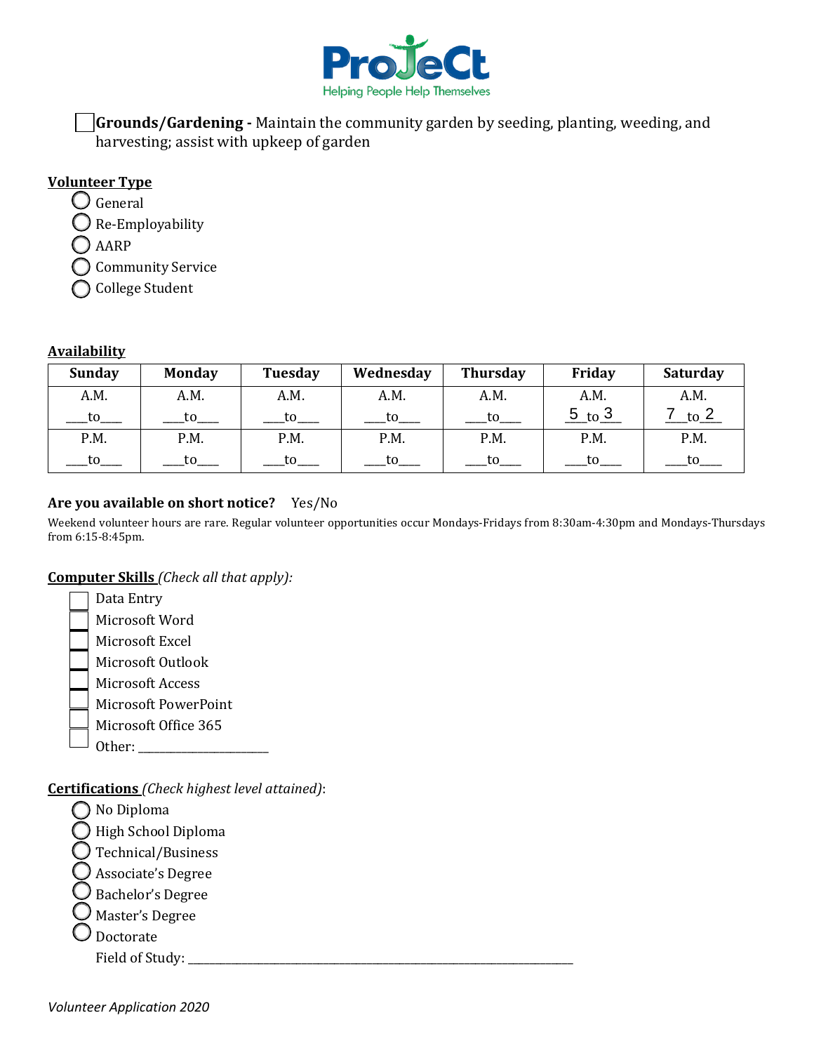ProJeCt
Helping People Help Themselves

☐ **Grounds/Gardening -** Maintain the community garden by seeding, planting, weeding, and harvesting; assist with upkeep of garden

**Volunteer Type**

- ◯ General
- ◯ Re-Employability
- ◯ AARP
- ◯ Community Service
- ◯ College Student

**Availability**

| Sunday | Monday | Tuesday | Wednesday | Thursday | Friday | Saturday |
|---|---|---|---|---|---|---|
| A.M. ___to___ | A.M. ___to___ | A.M. ___to___ | A.M. ___to___ | A.M. ___to___ | A.M. 5 to 3 | A.M. 7 to 2 |
| P.M. ___to___ | P.M. ___to___ | P.M. ___to___ | P.M. ___to___ | P.M. ___to___ | P.M. ___to___ | P.M. ___to___ |

**Are you available on short notice?** Yes/No

Weekend volunteer hours are rare. Regular volunteer opportunities occur Mondays-Fridays from 8:30am-4:30pm and Mondays-Thursdays from 6:15-8:45pm.

**Computer Skills** *(Check all that apply):*

- ☐ Data Entry
- ☐ Microsoft Word
- ☐ Microsoft Excel
- ☐ Microsoft Outlook
- ☐ Microsoft Access
- ☐ Microsoft PowerPoint
- ☐ Microsoft Office 365
- ☐ Other: ____________________

**Certifications** *(Check highest level attained)*:

- ◯ No Diploma
- ◯ High School Diploma
- ◯ Technical/Business
- ◯ Associate's Degree
- ◯ Bachelor's Degree
- ◯ Master's Degree
- ◯ Doctorate

Field of Study: ____________________________________________

*Volunteer Application 2020*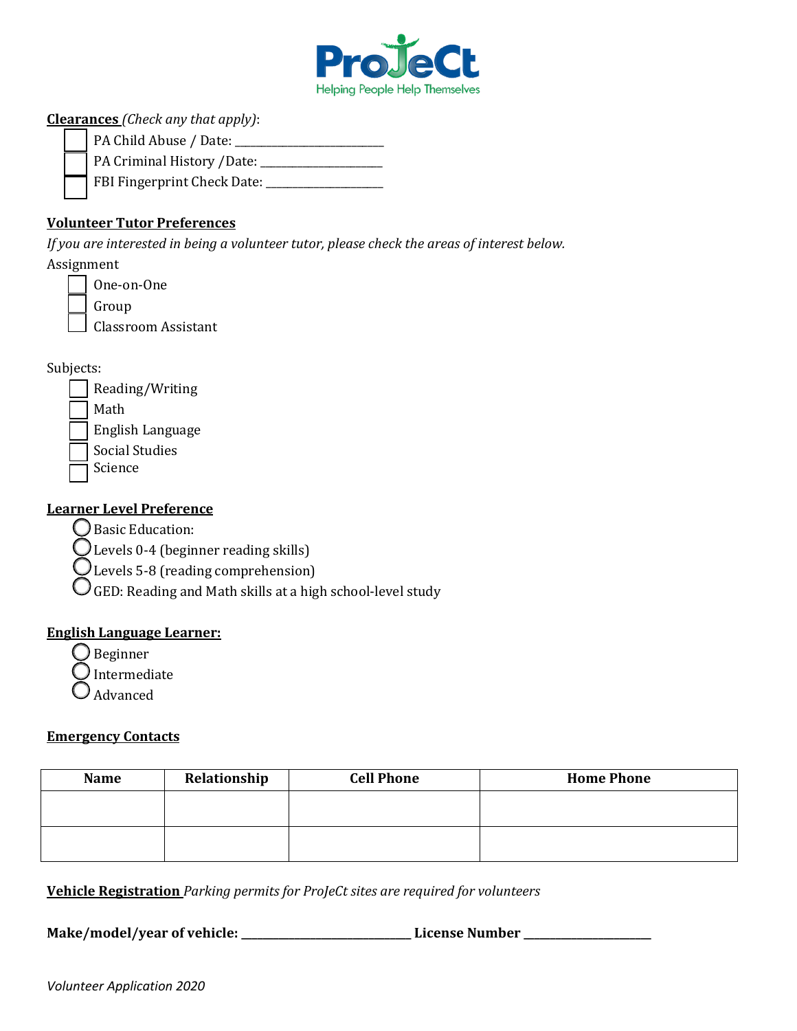**ProJeCt**
Helping People Help Themselves

**Clearances** *(Check any that apply)*:

- ☐ PA Child Abuse / Date: ______________________
- ☐ PA Criminal History /Date: ____________________
- ☐ FBI Fingerprint Check Date: ___________________

**Volunteer Tutor Preferences**

*If you are interested in being a volunteer tutor, please check the areas of interest below.*

Assignment

- ☐ One-on-One
- ☐ Group
- ☐ Classroom Assistant

Subjects:

- ☐ Reading/Writing
- ☐ Math
- ☐ English Language
- ☐ Social Studies
- ☐ Science

**Learner Level Preference**

- ○ Basic Education:
- ○ Levels 0-4 (beginner reading skills)
- ○ Levels 5-8 (reading comprehension)
- ○ GED: Reading and Math skills at a high school-level study

**English Language Learner:**

- ○ Beginner
- ○ Intermediate
- ○ Advanced

**Emergency Contacts**

| Name | Relationship | Cell Phone | Home Phone |
| --- | --- | --- | --- |
| | | | |
| | | | |

**Vehicle Registration** *Parking permits for ProJeCt sites are required for volunteers*

**Make/model/year of vehicle: _________________________ License Number ___________________**

*Volunteer Application 2020*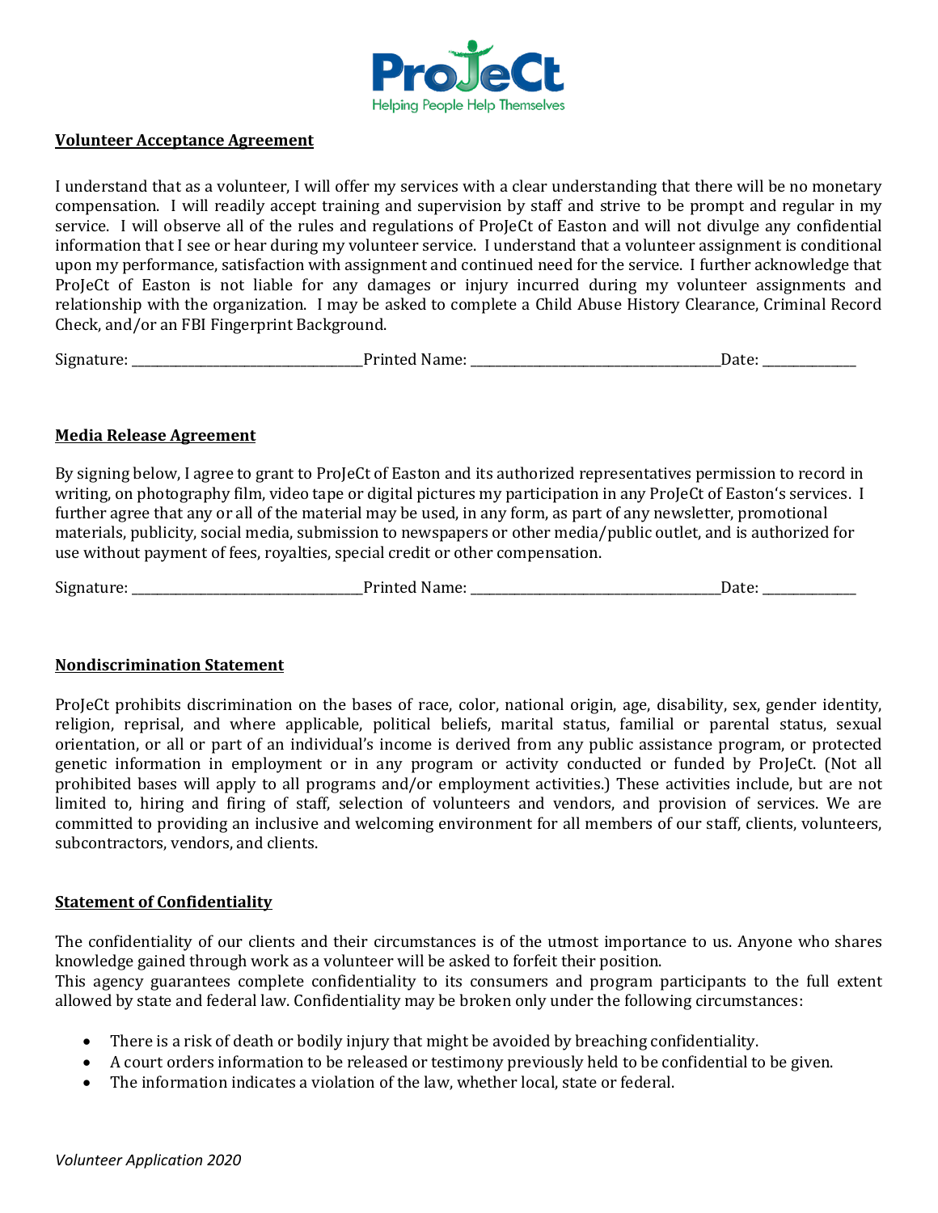ProJeCt
Helping People Help Themselves

**Volunteer Acceptance Agreement**

I understand that as a volunteer, I will offer my services with a clear understanding that there will be no monetary compensation. I will readily accept training and supervision by staff and strive to be prompt and regular in my service. I will observe all of the rules and regulations of ProJeCt of Easton and will not divulge any confidential information that I see or hear during my volunteer service. I understand that a volunteer assignment is conditional upon my performance, satisfaction with assignment and continued need for the service. I further acknowledge that ProJeCt of Easton is not liable for any damages or injury incurred during my volunteer assignments and relationship with the organization. I may be asked to complete a Child Abuse History Clearance, Criminal Record Check, and/or an FBI Fingerprint Background.

Signature: ______________________________ Printed Name: ________________________________ Date: ____________

**Media Release Agreement**

By signing below, I agree to grant to ProJeCt of Easton and its authorized representatives permission to record in writing, on photography film, video tape or digital pictures my participation in any ProJeCt of Easton's services. I further agree that any or all of the material may be used, in any form, as part of any newsletter, promotional materials, publicity, social media, submission to newspapers or other media/public outlet, and is authorized for use without payment of fees, royalties, special credit or other compensation.

Signature: ______________________________ Printed Name: ________________________________ Date: ____________

**Nondiscrimination Statement**

ProJeCt prohibits discrimination on the bases of race, color, national origin, age, disability, sex, gender identity, religion, reprisal, and where applicable, political beliefs, marital status, familial or parental status, sexual orientation, or all or part of an individual's income is derived from any public assistance program, or protected genetic information in employment or in any program or activity conducted or funded by ProJeCt. (Not all prohibited bases will apply to all programs and/or employment activities.) These activities include, but are not limited to, hiring and firing of staff, selection of volunteers and vendors, and provision of services. We are committed to providing an inclusive and welcoming environment for all members of our staff, clients, volunteers, subcontractors, vendors, and clients.

**Statement of Confidentiality**

The confidentiality of our clients and their circumstances is of the utmost importance to us. Anyone who shares knowledge gained through work as a volunteer will be asked to forfeit their position.
This agency guarantees complete confidentiality to its consumers and program participants to the full extent allowed by state and federal law. Confidentiality may be broken only under the following circumstances:

- There is a risk of death or bodily injury that might be avoided by breaching confidentiality.
- A court orders information to be released or testimony previously held to be confidential to be given.
- The information indicates a violation of the law, whether local, state or federal.

*Volunteer Application 2020*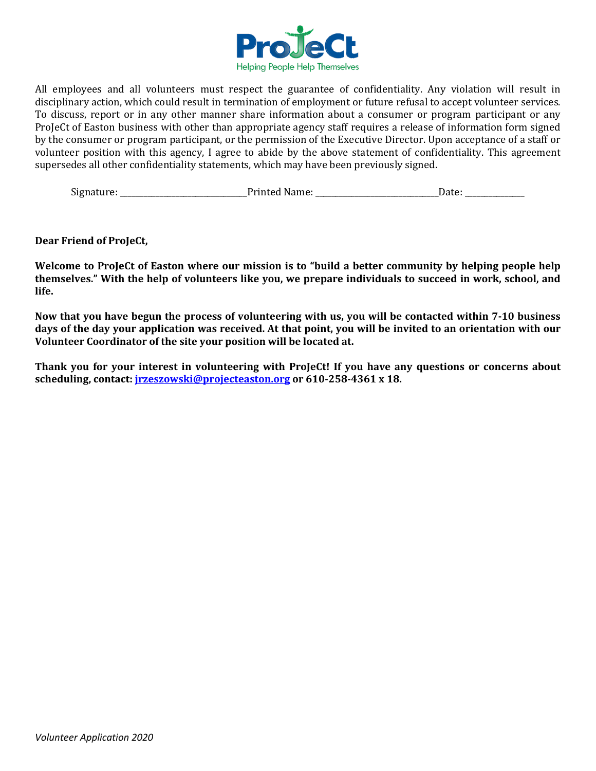ProJeCt

Helping People Help Themselves

All employees and all volunteers must respect the guarantee of confidentiality. Any violation will result in disciplinary action, which could result in termination of employment or future refusal to accept volunteer services. To discuss, report or in any other manner share information about a consumer or program participant or any ProJeCt of Easton business with other than appropriate agency staff requires a release of information form signed by the consumer or program participant, or the permission of the Executive Director. Upon acceptance of a staff or volunteer position with this agency, I agree to abide by the above statement of confidentiality. This agreement supersedes all other confidentiality statements, which may have been previously signed.

Signature: ______________________________ Printed Name: ______________________________ Date: _______________

**Dear Friend of ProJeCt,**

**Welcome to ProJeCt of Easton where our mission is to "build a better community by helping people help themselves." With the help of volunteers like you, we prepare individuals to succeed in work, school, and life.**

**Now that you have begun the process of volunteering with us, you will be contacted within 7-10 business days of the day your application was received. At that point, you will be invited to an orientation with our Volunteer Coordinator of the site your position will be located at.**

**Thank you for your interest in volunteering with ProJeCt! If you have any questions or concerns about scheduling, contact: jrzeszowski@projecteaston.org or 610-258-4361 x 18.**

*Volunteer Application 2020*